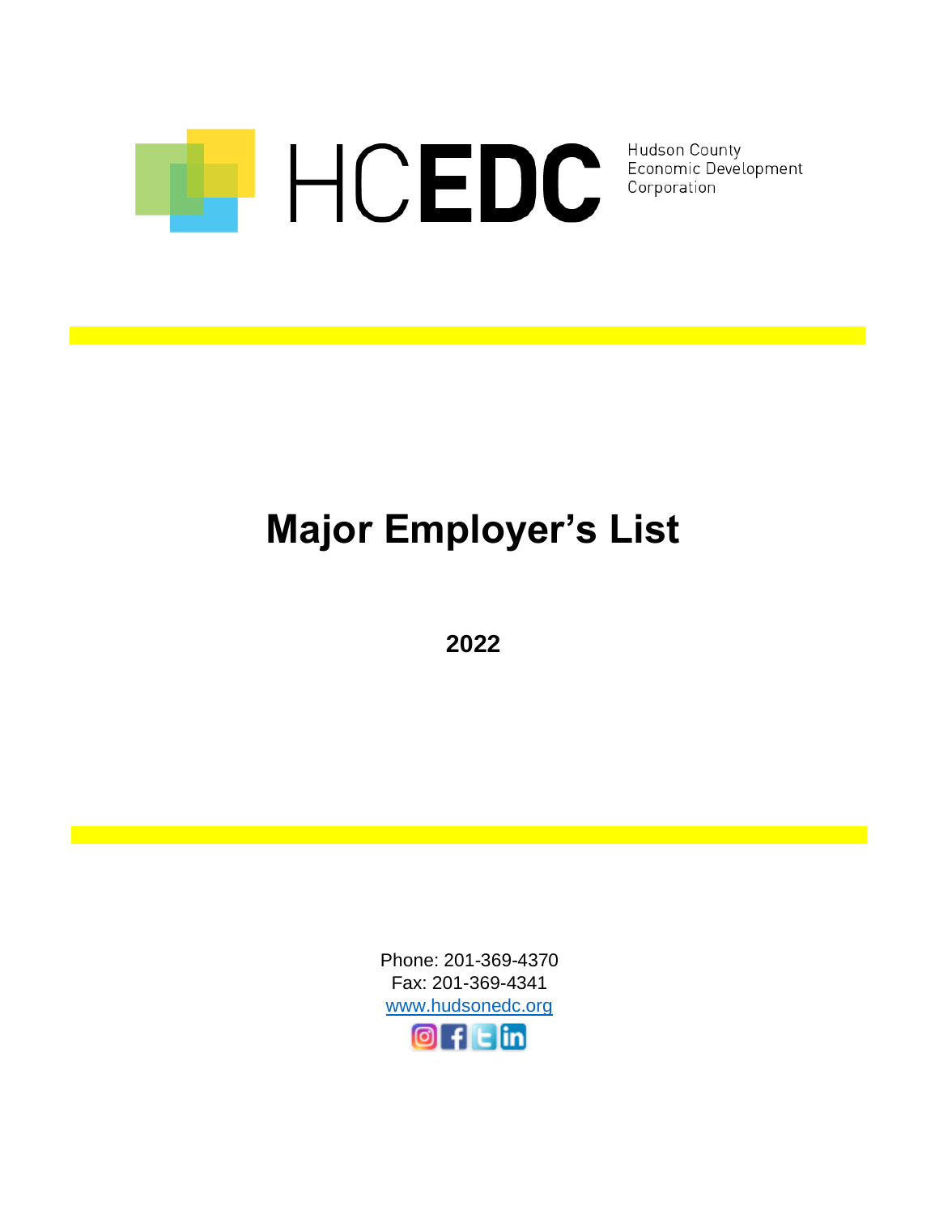HCEDC

Hudson County
Economic Development
Corporation

# Major Employer's List

**2022**

Phone: 201-369-4370
Fax: 201-369-4341
[www.hudsonedc.org](http://www.hudsonedc.org)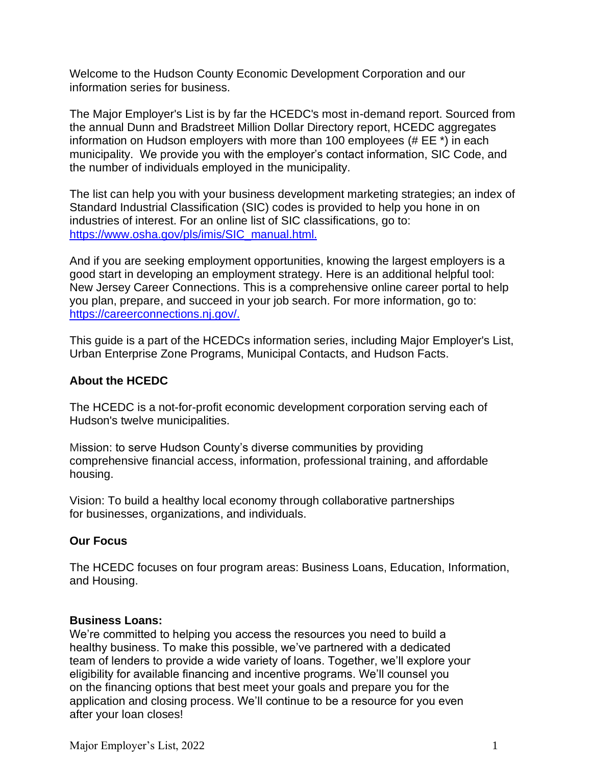Welcome to the Hudson County Economic Development Corporation and our information series for business.

The Major Employer's List is by far the HCEDC's most in-demand report. Sourced from the annual Dunn and Bradstreet Million Dollar Directory report, HCEDC aggregates information on Hudson employers with more than 100 employees (# EE *) in each municipality. We provide you with the employer's contact information, SIC Code, and the number of individuals employed in the municipality.

The list can help you with your business development marketing strategies; an index of Standard Industrial Classification (SIC) codes is provided to help you hone in on industries of interest. For an online list of SIC classifications, go to: [https://www.osha.gov/pls/imis/SIC_manual.html.](https://www.osha.gov/pls/imis/SIC_manual.html)

And if you are seeking employment opportunities, knowing the largest employers is a good start in developing an employment strategy. Here is an additional helpful tool: New Jersey Career Connections. This is a comprehensive online career portal to help you plan, prepare, and succeed in your job search. For more information, go to: [https://careerconnections.nj.gov/.](https://careerconnections.nj.gov/)

This guide is a part of the HCEDCs information series, including Major Employer's List, Urban Enterprise Zone Programs, Municipal Contacts, and Hudson Facts.

**About the HCEDC**

The HCEDC is a not-for-profit economic development corporation serving each of Hudson's twelve municipalities.

Mission: to serve Hudson County's diverse communities by providing comprehensive financial access, information, professional training, and affordable housing.

Vision: To build a healthy local economy through collaborative partnerships for businesses, organizations, and individuals.

**Our Focus**

The HCEDC focuses on four program areas: Business Loans, Education, Information, and Housing.

**Business Loans:**
We're committed to helping you access the resources you need to build a healthy business. To make this possible, we've partnered with a dedicated team of lenders to provide a wide variety of loans. Together, we'll explore your eligibility for available financing and incentive programs. We'll counsel you on the financing options that best meet your goals and prepare you for the application and closing process. We'll continue to be a resource for you even after your loan closes!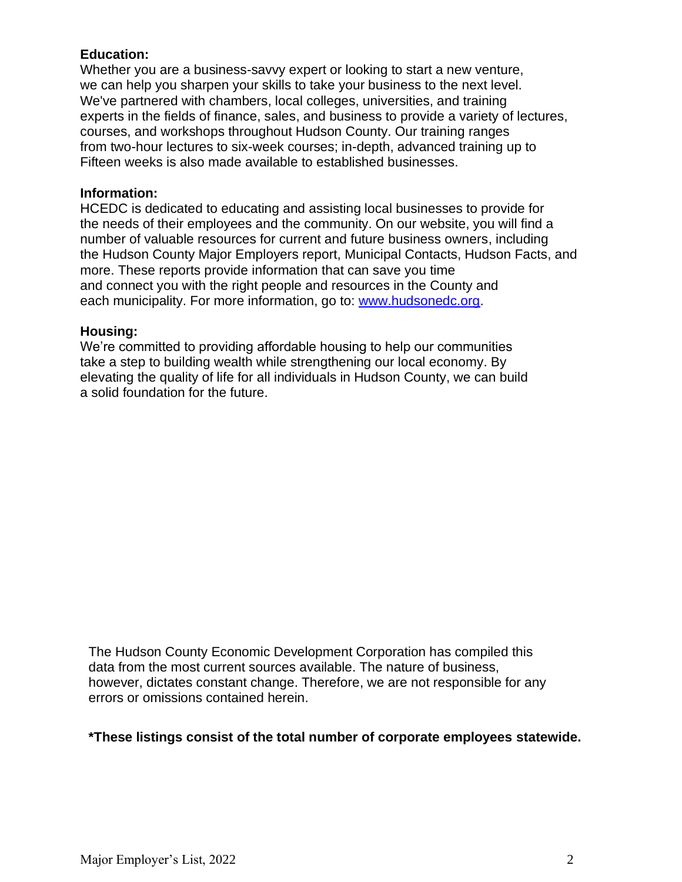**Education:**
Whether you are a business-savvy expert or looking to start a new venture, we can help you sharpen your skills to take your business to the next level. We've partnered with chambers, local colleges, universities, and training experts in the fields of finance, sales, and business to provide a variety of lectures, courses, and workshops throughout Hudson County. Our training ranges from two-hour lectures to six-week courses; in-depth, advanced training up to Fifteen weeks is also made available to established businesses.

**Information:**
HCEDC is dedicated to educating and assisting local businesses to provide for the needs of their employees and the community. On our website, you will find a number of valuable resources for current and future business owners, including the Hudson County Major Employers report, Municipal Contacts, Hudson Facts, and more. These reports provide information that can save you time and connect you with the right people and resources in the County and each municipality. For more information, go to: [www.hudsonedc.org](http://www.hudsonedc.org).

**Housing:**
We're committed to providing affordable housing to help our communities take a step to building wealth while strengthening our local economy. By elevating the quality of life for all individuals in Hudson County, we can build a solid foundation for the future.

The Hudson County Economic Development Corporation has compiled this data from the most current sources available. The nature of business, however, dictates constant change. Therefore, we are not responsible for any errors or omissions contained herein.

**\*These listings consist of the total number of corporate employees statewide.**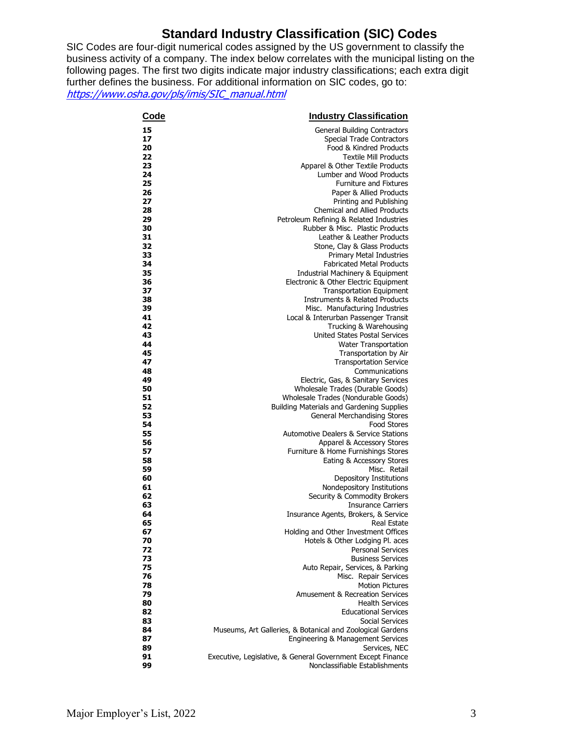# Standard Industry Classification (SIC) Codes

SIC Codes are four-digit numerical codes assigned by the US government to classify the business activity of a company. The index below correlates with the municipal listing on the following pages. The first two digits indicate major industry classifications; each extra digit further defines the business. For additional information on SIC codes, go to: [https://www.osha.gov/pls/imis/SIC_manual.html](https://www.osha.gov/pls/imis/SIC_manual.html)

| Code | Industry Classification |
|---|---|
| **15** | General Building Contractors |
| **17** | Special Trade Contractors |
| **20** | Food & Kindred Products |
| **22** | Textile Mill Products |
| **23** | Apparel & Other Textile Products |
| **24** | Lumber and Wood Products |
| **25** | Furniture and Fixtures |
| **26** | Paper & Allied Products |
| **27** | Printing and Publishing |
| **28** | Chemical and Allied Products |
| **29** | Petroleum Refining & Related Industries |
| **30** | Rubber & Misc. Plastic Products |
| **31** | Leather & Leather Products |
| **32** | Stone, Clay & Glass Products |
| **33** | Primary Metal Industries |
| **34** | Fabricated Metal Products |
| **35** | Industrial Machinery & Equipment |
| **36** | Electronic & Other Electric Equipment |
| **37** | Transportation Equipment |
| **38** | Instruments & Related Products |
| **39** | Misc. Manufacturing Industries |
| **41** | Local & Interurban Passenger Transit |
| **42** | Trucking & Warehousing |
| **43** | United States Postal Services |
| **44** | Water Transportation |
| **45** | Transportation by Air |
| **47** | Transportation Service |
| **48** | Communications |
| **49** | Electric, Gas, & Sanitary Services |
| **50** | Wholesale Trades (Durable Goods) |
| **51** | Wholesale Trades (Nondurable Goods) |
| **52** | Building Materials and Gardening Supplies |
| **53** | General Merchandising Stores |
| **54** | Food Stores |
| **55** | Automotive Dealers & Service Stations |
| **56** | Apparel & Accessory Stores |
| **57** | Furniture & Home Furnishings Stores |
| **58** | Eating & Accessory Stores |
| **59** | Misc. Retail |
| **60** | Depository Institutions |
| **61** | Nondepository Institutions |
| **62** | Security & Commodity Brokers |
| **63** | Insurance Carriers |
| **64** | Insurance Agents, Brokers, & Service |
| **65** | Real Estate |
| **67** | Holding and Other Investment Offices |
| **70** | Hotels & Other Lodging Pl. aces |
| **72** | Personal Services |
| **73** | Business Services |
| **75** | Auto Repair, Services, & Parking |
| **76** | Misc. Repair Services |
| **78** | Motion Pictures |
| **79** | Amusement & Recreation Services |
| **80** | Health Services |
| **82** | Educational Services |
| **83** | Social Services |
| **84** | Museums, Art Galleries, & Botanical and Zoological Gardens |
| **87** | Engineering & Management Services |
| **89** | Services, NEC |
| **91** | Executive, Legislative, & General Government Except Finance |
| **99** | Nonclassifiable Establishments |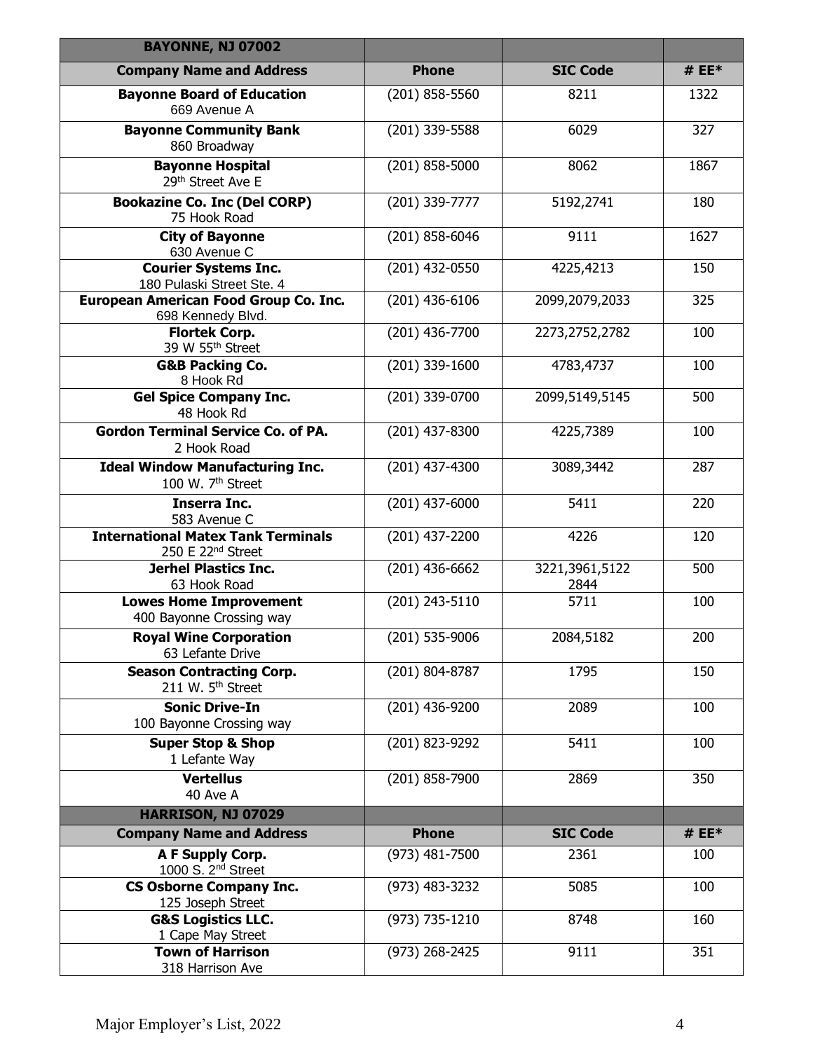| BAYONNE, NJ 07002 | | | |
|---|---|---|---|
| **Company Name and Address** | **Phone** | **SIC Code** | **# EE*** |
| **Bayonne Board of Education**<br>669 Avenue A | (201) 858-5560 | 8211 | 1322 |
| **Bayonne Community Bank**<br>860 Broadway | (201) 339-5588 | 6029 | 327 |
| **Bayonne Hospital**<br>29th Street Ave E | (201) 858-5000 | 8062 | 1867 |
| **Bookazine Co. Inc (Del CORP)**<br>75 Hook Road | (201) 339-7777 | 5192,2741 | 180 |
| **City of Bayonne**<br>630 Avenue C | (201) 858-6046 | 9111 | 1627 |
| **Courier Systems Inc.**<br>180 Pulaski Street Ste. 4 | (201) 432-0550 | 4225,4213 | 150 |
| **European American Food Group Co. Inc.**<br>698 Kennedy Blvd. | (201) 436-6106 | 2099,2079,2033 | 325 |
| **Flortek Corp.**<br>39 W 55th Street | (201) 436-7700 | 2273,2752,2782 | 100 |
| **G&B Packing Co.**<br>8 Hook Rd | (201) 339-1600 | 4783,4737 | 100 |
| **Gel Spice Company Inc.**<br>48 Hook Rd | (201) 339-0700 | 2099,5149,5145 | 500 |
| **Gordon Terminal Service Co. of PA.**<br>2 Hook Road | (201) 437-8300 | 4225,7389 | 100 |
| **Ideal Window Manufacturing Inc.**<br>100 W. 7th Street | (201) 437-4300 | 3089,3442 | 287 |
| **Inserra Inc.**<br>583 Avenue C | (201) 437-6000 | 5411 | 220 |
| **International Matex Tank Terminals**<br>250 E 22nd Street | (201) 437-2200 | 4226 | 120 |
| **Jerhel Plastics Inc.**<br>63 Hook Road | (201) 436-6662 | 3221,3961,5122<br>2844 | 500 |
| **Lowes Home Improvement**<br>400 Bayonne Crossing way | (201) 243-5110 | 5711 | 100 |
| **Royal Wine Corporation**<br>63 Lefante Drive | (201) 535-9006 | 2084,5182 | 200 |
| **Season Contracting Corp.**<br>211 W. 5th Street | (201) 804-8787 | 1795 | 150 |
| **Sonic Drive-In**<br>100 Bayonne Crossing way | (201) 436-9200 | 2089 | 100 |
| **Super Stop & Shop**<br>1 Lefante Way | (201) 823-9292 | 5411 | 100 |
| **Vertellus**<br>40 Ave A | (201) 858-7900 | 2869 | 350 |

| HARRISON, NJ 07029 | | | |
|---|---|---|---|
| **Company Name and Address** | **Phone** | **SIC Code** | **# EE*** |
| **A F Supply Corp.**<br>1000 S. 2nd Street | (973) 481-7500 | 2361 | 100 |
| **CS Osborne Company Inc.**<br>125 Joseph Street | (973) 483-3232 | 5085 | 100 |
| **G&S Logistics LLC.**<br>1 Cape May Street | (973) 735-1210 | 8748 | 160 |
| **Town of Harrison**<br>318 Harrison Ave | (973) 268-2425 | 9111 | 351 |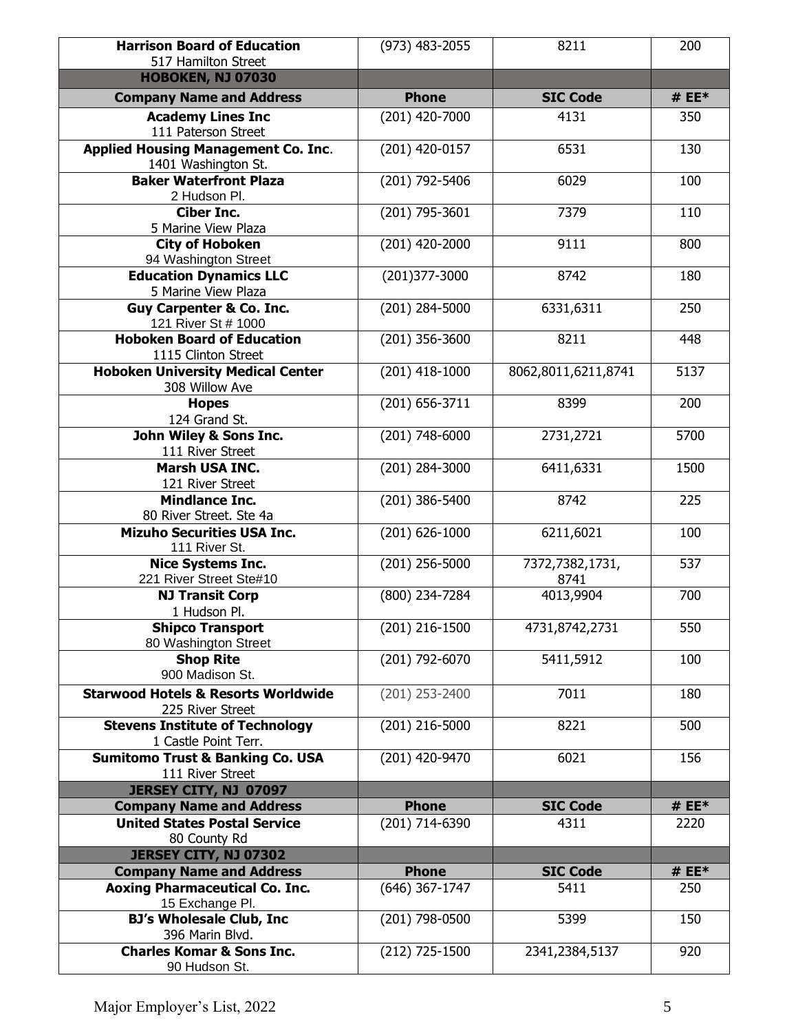| Company Name and Address | Phone | SIC Code | # EE* |
|---|---|---|---|
| **Harrison Board of Education**<br>517 Hamilton Street | (973) 483-2055 | 8211 | 200 |
| **HOBOKEN, NJ 07030** | | | |
| **Company Name and Address** | **Phone** | **SIC Code** | **# EE*** |
| **Academy Lines Inc**<br>111 Paterson Street | (201) 420-7000 | 4131 | 350 |
| **Applied Housing Management Co. Inc**.<br>1401 Washington St. | (201) 420-0157 | 6531 | 130 |
| **Baker Waterfront Plaza**<br>2 Hudson Pl. | (201) 792-5406 | 6029 | 100 |
| **Ciber Inc.**<br>5 Marine View Plaza | (201) 795-3601 | 7379 | 110 |
| **City of Hoboken**<br>94 Washington Street | (201) 420-2000 | 9111 | 800 |
| **Education Dynamics LLC**<br>5 Marine View Plaza | (201)377-3000 | 8742 | 180 |
| **Guy Carpenter & Co. Inc.**<br>121 River St # 1000 | (201) 284-5000 | 6331,6311 | 250 |
| **Hoboken Board of Education**<br>1115 Clinton Street | (201) 356-3600 | 8211 | 448 |
| **Hoboken University Medical Center**<br>308 Willow Ave | (201) 418-1000 | 8062,8011,6211,8741 | 5137 |
| **Hopes**<br>124 Grand St. | (201) 656-3711 | 8399 | 200 |
| **John Wiley & Sons Inc.**<br>111 River Street | (201) 748-6000 | 2731,2721 | 5700 |
| **Marsh USA INC.**<br>121 River Street | (201) 284-3000 | 6411,6331 | 1500 |
| **Mindlance Inc.**<br>80 River Street. Ste 4a | (201) 386-5400 | 8742 | 225 |
| **Mizuho Securities USA Inc.**<br>111 River St. | (201) 626-1000 | 6211,6021 | 100 |
| **Nice Systems Inc.**<br>221 River Street Ste#10 | (201) 256-5000 | 7372,7382,1731, 8741 | 537 |
| **NJ Transit Corp**<br>1 Hudson Pl. | (800) 234-7284 | 4013,9904 | 700 |
| **Shipco Transport**<br>80 Washington Street | (201) 216-1500 | 4731,8742,2731 | 550 |
| **Shop Rite**<br>900 Madison St. | (201) 792-6070 | 5411,5912 | 100 |
| **Starwood Hotels & Resorts Worldwide**<br>225 River Street | (201) 253-2400 | 7011 | 180 |
| **Stevens Institute of Technology**<br>1 Castle Point Terr. | (201) 216-5000 | 8221 | 500 |
| **Sumitomo Trust & Banking Co. USA**<br>111 River Street | (201) 420-9470 | 6021 | 156 |
| **JERSEY CITY, NJ 07097** | | | |
| **Company Name and Address** | **Phone** | **SIC Code** | **# EE*** |
| **United States Postal Service**<br>80 County Rd | (201) 714-6390 | 4311 | 2220 |
| **JERSEY CITY, NJ 07302** | | | |
| **Company Name and Address** | **Phone** | **SIC Code** | **# EE*** |
| **Aoxing Pharmaceutical Co. Inc.**<br>15 Exchange Pl. | (646) 367-1747 | 5411 | 250 |
| **BJ's Wholesale Club, Inc**<br>396 Marin Blvd. | (201) 798-0500 | 5399 | 150 |
| **Charles Komar & Sons Inc.**<br>90 Hudson St. | (212) 725-1500 | 2341,2384,5137 | 920 |

Major Employer's List, 2022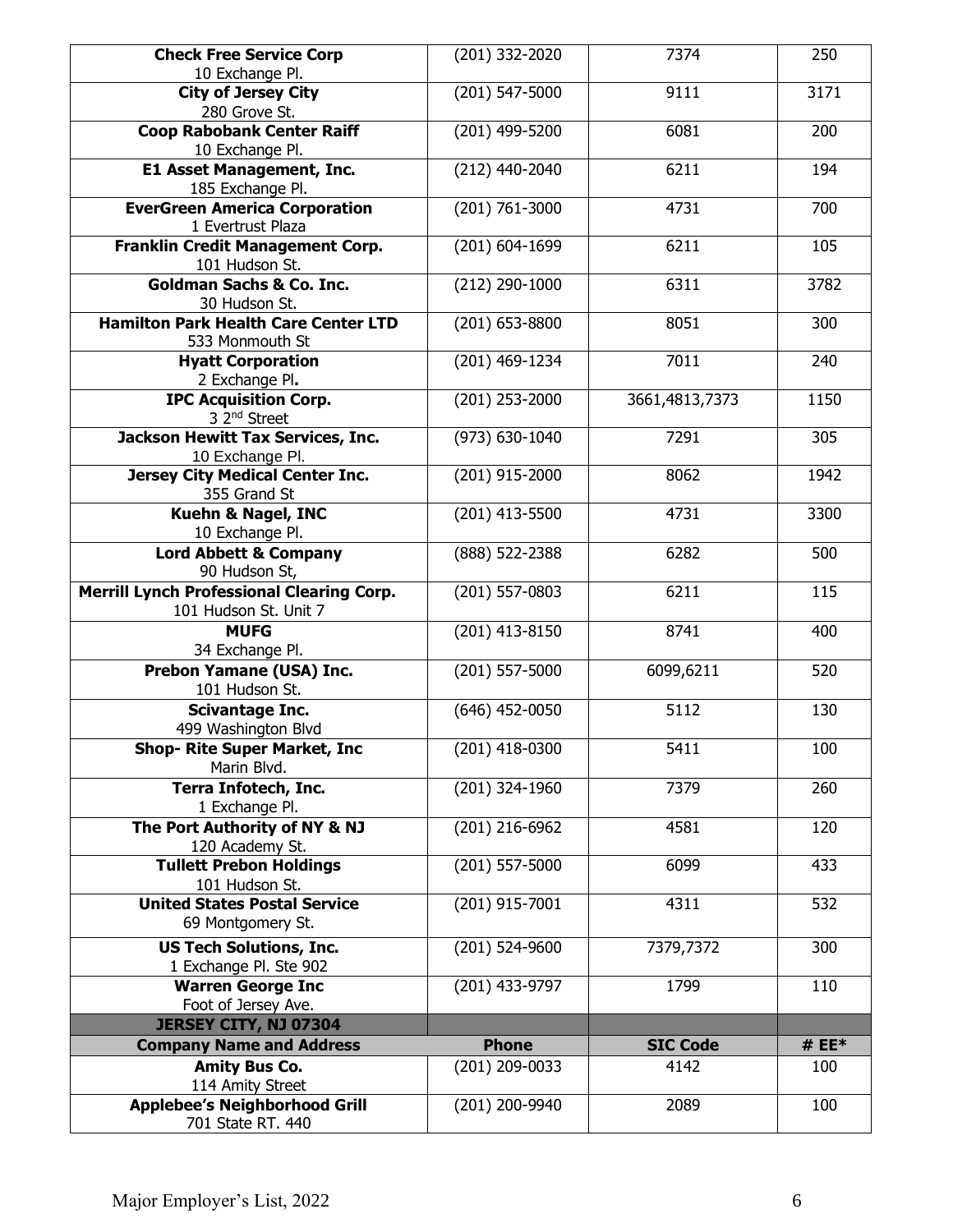| Company Name and Address | Phone | SIC Code | # EE* |
|---|---|---|---|
| **Check Free Service Corp** 10 Exchange Pl. | (201) 332-2020 | 7374 | 250 |
| **City of Jersey City** 280 Grove St. | (201) 547-5000 | 9111 | 3171 |
| **Coop Rabobank Center Raiff** 10 Exchange Pl. | (201) 499-5200 | 6081 | 200 |
| **E1 Asset Management, Inc.** 185 Exchange Pl. | (212) 440-2040 | 6211 | 194 |
| **EverGreen America Corporation** 1 Evertrust Plaza | (201) 761-3000 | 4731 | 700 |
| **Franklin Credit Management Corp.** 101 Hudson St. | (201) 604-1699 | 6211 | 105 |
| **Goldman Sachs & Co. Inc.** 30 Hudson St. | (212) 290-1000 | 6311 | 3782 |
| **Hamilton Park Health Care Center LTD** 533 Monmouth St | (201) 653-8800 | 8051 | 300 |
| **Hyatt Corporation** 2 Exchange Pl. | (201) 469-1234 | 7011 | 240 |
| **IPC Acquisition Corp.** 3 2nd Street | (201) 253-2000 | 3661,4813,7373 | 1150 |
| **Jackson Hewitt Tax Services, Inc.** 10 Exchange Pl. | (973) 630-1040 | 7291 | 305 |
| **Jersey City Medical Center Inc.** 355 Grand St | (201) 915-2000 | 8062 | 1942 |
| **Kuehn & Nagel, INC** 10 Exchange Pl. | (201) 413-5500 | 4731 | 3300 |
| **Lord Abbett & Company** 90 Hudson St, | (888) 522-2388 | 6282 | 500 |
| **Merrill Lynch Professional Clearing Corp.** 101 Hudson St. Unit 7 | (201) 557-0803 | 6211 | 115 |
| **MUFG** 34 Exchange Pl. | (201) 413-8150 | 8741 | 400 |
| **Prebon Yamane (USA) Inc.** 101 Hudson St. | (201) 557-5000 | 6099,6211 | 520 |
| **Scivantage Inc.** 499 Washington Blvd | (646) 452-0050 | 5112 | 130 |
| **Shop- Rite Super Market, Inc** Marin Blvd. | (201) 418-0300 | 5411 | 100 |
| **Terra Infotech, Inc.** 1 Exchange Pl. | (201) 324-1960 | 7379 | 260 |
| **The Port Authority of NY & NJ** 120 Academy St. | (201) 216-6962 | 4581 | 120 |
| **Tullett Prebon Holdings** 101 Hudson St. | (201) 557-5000 | 6099 | 433 |
| **United States Postal Service** 69 Montgomery St. | (201) 915-7001 | 4311 | 532 |
| **US Tech Solutions, Inc.** 1 Exchange Pl. Ste 902 | (201) 524-9600 | 7379,7372 | 300 |
| **Warren George Inc** Foot of Jersey Ave. | (201) 433-9797 | 1799 | 110 |
| **JERSEY CITY, NJ 07304** | | | |
| **Company Name and Address** | **Phone** | **SIC Code** | **# EE*** |
| **Amity Bus Co.** 114 Amity Street | (201) 209-0033 | 4142 | 100 |
| **Applebee's Neighborhood Grill** 701 State RT. 440 | (201) 200-9940 | 2089 | 100 |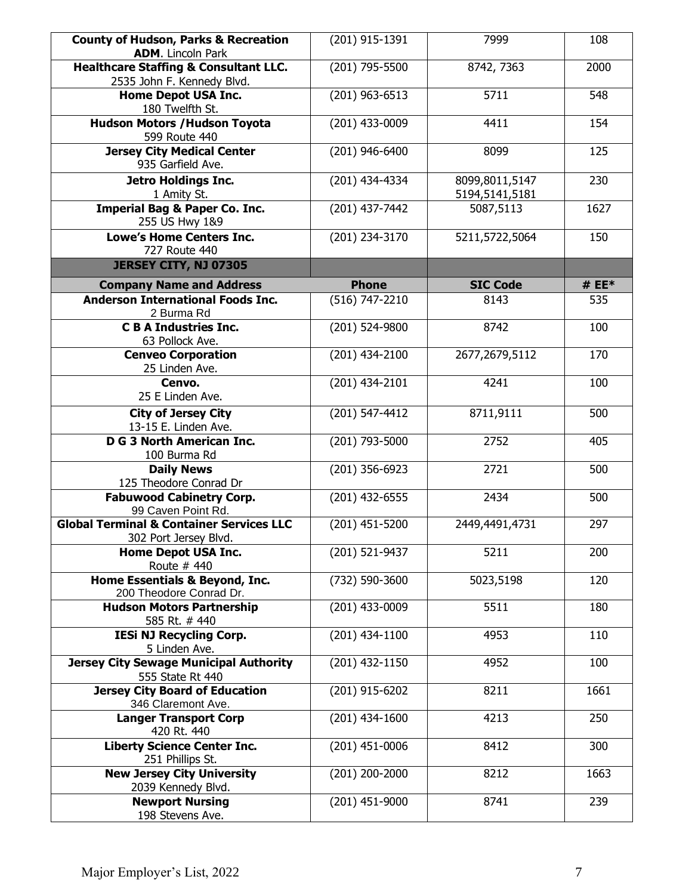| | | | |
|---|---|---|---|
| **County of Hudson, Parks & Recreation** **ADM**. Lincoln Park | (201) 915-1391 | 7999 | 108 |
| **Healthcare Staffing & Consultant LLC.** 2535 John F. Kennedy Blvd. | (201) 795-5500 | 8742, 7363 | 2000 |
| **Home Depot USA Inc.** 180 Twelfth St. | (201) 963-6513 | 5711 | 548 |
| **Hudson Motors /Hudson Toyota** 599 Route 440 | (201) 433-0009 | 4411 | 154 |
| **Jersey City Medical Center** 935 Garfield Ave. | (201) 946-6400 | 8099 | 125 |
| **Jetro Holdings Inc.** 1 Amity St. | (201) 434-4334 | 8099,8011,5147 5194,5141,5181 | 230 |
| **Imperial Bag & Paper Co. Inc.** 255 US Hwy 1&9 | (201) 437-7442 | 5087,5113 | 1627 |
| **Lowe's Home Centers Inc.** 727 Route 440 | (201) 234-3170 | 5211,5722,5064 | 150 |

**JERSEY CITY, NJ 07305**

| Company Name and Address | Phone | SIC Code | # EE* |
|---|---|---|---|
| **Anderson International Foods Inc.** 2 Burma Rd | (516) 747-2210 | 8143 | 535 |
| **C B A Industries Inc.** 63 Pollock Ave. | (201) 524-9800 | 8742 | 100 |
| **Cenveo Corporation** 25 Linden Ave. | (201) 434-2100 | 2677,2679,5112 | 170 |
| **Cenvo.** 25 E Linden Ave. | (201) 434-2101 | 4241 | 100 |
| **City of Jersey City** 13-15 E. Linden Ave. | (201) 547-4412 | 8711,9111 | 500 |
| **D G 3 North American Inc.** 100 Burma Rd | (201) 793-5000 | 2752 | 405 |
| **Daily News** 125 Theodore Conrad Dr | (201) 356-6923 | 2721 | 500 |
| **Fabuwood Cabinetry Corp.** 99 Caven Point Rd. | (201) 432-6555 | 2434 | 500 |
| **Global Terminal & Container Services LLC** 302 Port Jersey Blvd. | (201) 451-5200 | 2449,4491,4731 | 297 |
| **Home Depot USA Inc.** Route # 440 | (201) 521-9437 | 5211 | 200 |
| **Home Essentials & Beyond, Inc.** 200 Theodore Conrad Dr. | (732) 590-3600 | 5023,5198 | 120 |
| **Hudson Motors Partnership** 585 Rt. # 440 | (201) 433-0009 | 5511 | 180 |
| **IESi NJ Recycling Corp.** 5 Linden Ave. | (201) 434-1100 | 4953 | 110 |
| **Jersey City Sewage Municipal Authority** 555 State Rt 440 | (201) 432-1150 | 4952 | 100 |
| **Jersey City Board of Education** 346 Claremont Ave. | (201) 915-6202 | 8211 | 1661 |
| **Langer Transport Corp** 420 Rt. 440 | (201) 434-1600 | 4213 | 250 |
| **Liberty Science Center Inc.** 251 Phillips St. | (201) 451-0006 | 8412 | 300 |
| **New Jersey City University** 2039 Kennedy Blvd. | (201) 200-2000 | 8212 | 1663 |
| **Newport Nursing** 198 Stevens Ave. | (201) 451-9000 | 8741 | 239 |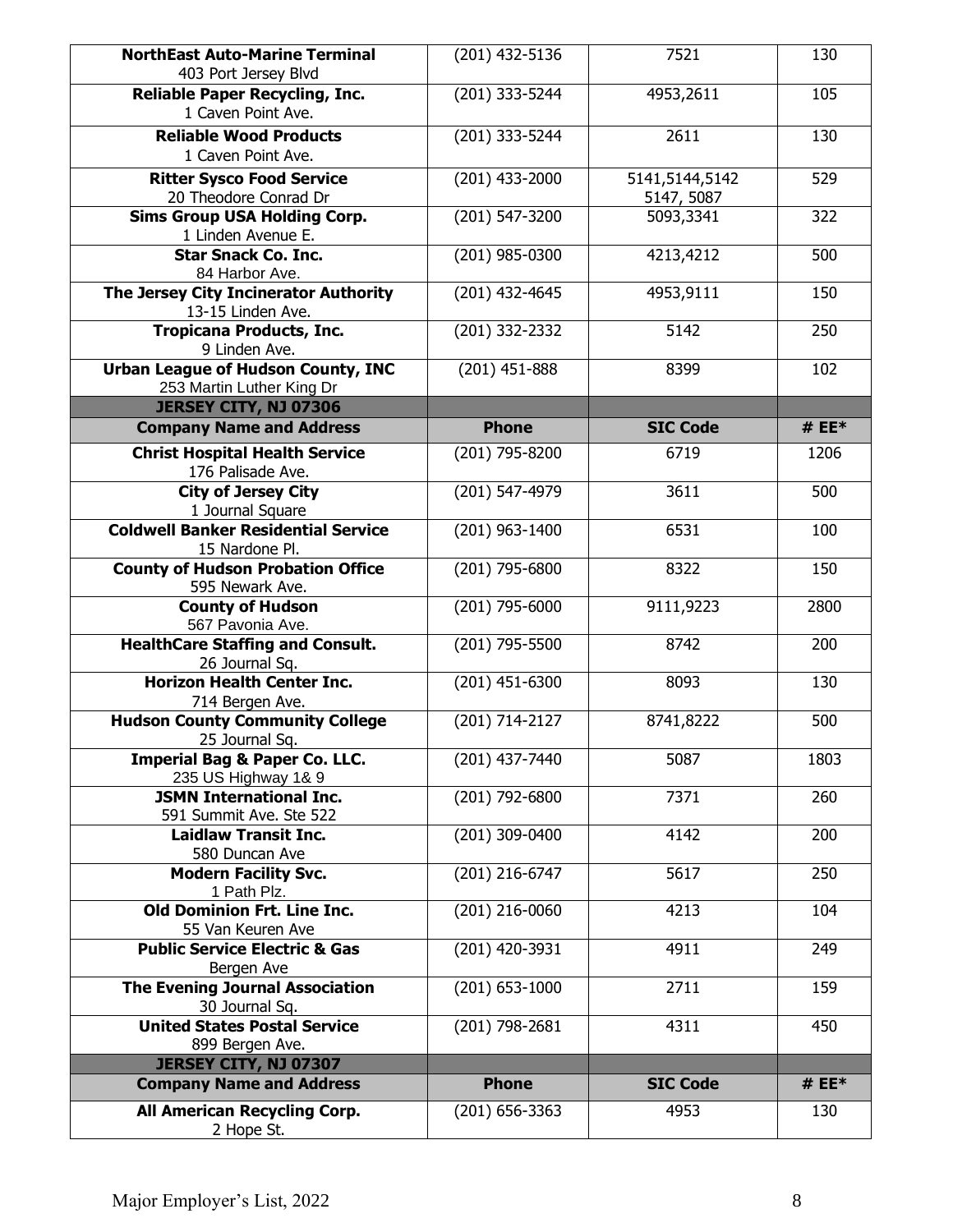| Company Name and Address | Phone | SIC Code | # EE* |
|---|---|---|---|
| **NorthEast Auto-Marine Terminal** 403 Port Jersey Blvd | (201) 432-5136 | 7521 | 130 |
| **Reliable Paper Recycling, Inc.** 1 Caven Point Ave. | (201) 333-5244 | 4953,2611 | 105 |
| **Reliable Wood Products** 1 Caven Point Ave. | (201) 333-5244 | 2611 | 130 |
| **Ritter Sysco Food Service** 20 Theodore Conrad Dr | (201) 433-2000 | 5141,5144,5142 5147, 5087 | 529 |
| **Sims Group USA Holding Corp.** 1 Linden Avenue E. | (201) 547-3200 | 5093,3341 | 322 |
| **Star Snack Co. Inc.** 84 Harbor Ave. | (201) 985-0300 | 4213,4212 | 500 |
| **The Jersey City Incinerator Authority** 13-15 Linden Ave. | (201) 432-4645 | 4953,9111 | 150 |
| **Tropicana Products, Inc.** 9 Linden Ave. | (201) 332-2332 | 5142 | 250 |
| **Urban League of Hudson County, INC** 253 Martin Luther King Dr | (201) 451-888 | 8399 | 102 |
| **JERSEY CITY, NJ 07306** | | | |
| **Company Name and Address** | **Phone** | **SIC Code** | **# EE*** |
| **Christ Hospital Health Service** 176 Palisade Ave. | (201) 795-8200 | 6719 | 1206 |
| **City of Jersey City** 1 Journal Square | (201) 547-4979 | 3611 | 500 |
| **Coldwell Banker Residential Service** 15 Nardone Pl. | (201) 963-1400 | 6531 | 100 |
| **County of Hudson Probation Office** 595 Newark Ave. | (201) 795-6800 | 8322 | 150 |
| **County of Hudson** 567 Pavonia Ave. | (201) 795-6000 | 9111,9223 | 2800 |
| **HealthCare Staffing and Consult.** 26 Journal Sq. | (201) 795-5500 | 8742 | 200 |
| **Horizon Health Center Inc.** 714 Bergen Ave. | (201) 451-6300 | 8093 | 130 |
| **Hudson County Community College** 25 Journal Sq. | (201) 714-2127 | 8741,8222 | 500 |
| **Imperial Bag & Paper Co. LLC.** 235 US Highway 1& 9 | (201) 437-7440 | 5087 | 1803 |
| **JSMN International Inc.** 591 Summit Ave. Ste 522 | (201) 792-6800 | 7371 | 260 |
| **Laidlaw Transit Inc.** 580 Duncan Ave | (201) 309-0400 | 4142 | 200 |
| **Modern Facility Svc.** 1 Path Plz. | (201) 216-6747 | 5617 | 250 |
| **Old Dominion Frt. Line Inc.** 55 Van Keuren Ave | (201) 216-0060 | 4213 | 104 |
| **Public Service Electric & Gas** Bergen Ave | (201) 420-3931 | 4911 | 249 |
| **The Evening Journal Association** 30 Journal Sq. | (201) 653-1000 | 2711 | 159 |
| **United States Postal Service** 899 Bergen Ave. | (201) 798-2681 | 4311 | 450 |
| **JERSEY CITY, NJ 07307** | | | |
| **Company Name and Address** | **Phone** | **SIC Code** | **# EE*** |
| **All American Recycling Corp.** 2 Hope St. | (201) 656-3363 | 4953 | 130 |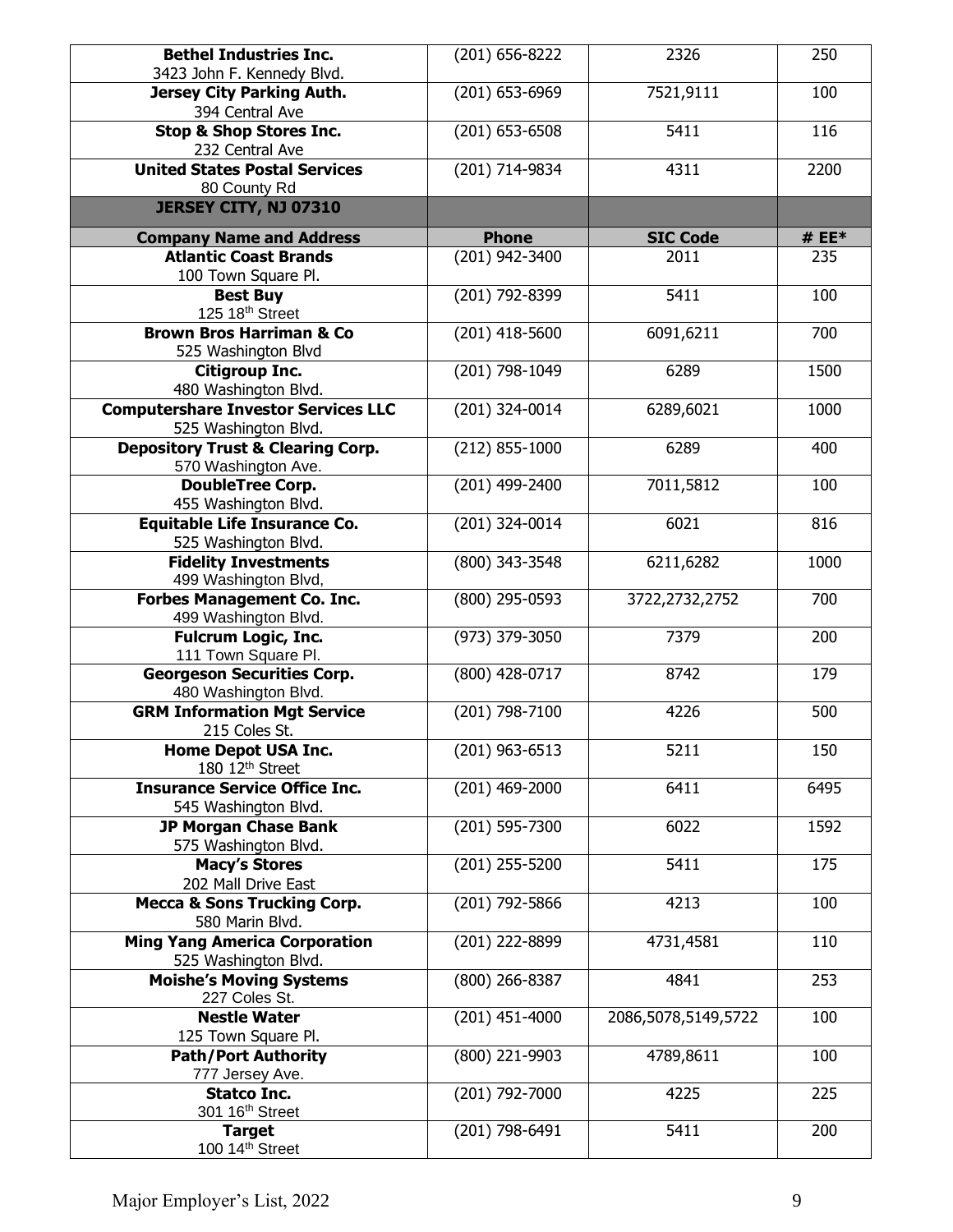| Company Name and Address | Phone | SIC Code | # EE* |
| --- | --- | --- | --- |
| **Bethel Industries Inc.** 3423 John F. Kennedy Blvd. | (201) 656-8222 | 2326 | 250 |
| **Jersey City Parking Auth.** 394 Central Ave | (201) 653-6969 | 7521,9111 | 100 |
| **Stop & Shop Stores Inc.** 232 Central Ave | (201) 653-6508 | 5411 | 116 |
| **United States Postal Services** 80 County Rd | (201) 714-9834 | 4311 | 2200 |

**JERSEY CITY, NJ 07310**

| Company Name and Address | Phone | SIC Code | # EE* |
| --- | --- | --- | --- |
| **Atlantic Coast Brands** 100 Town Square Pl. | (201) 942-3400 | 2011 | 235 |
| **Best Buy** 125 18th Street | (201) 792-8399 | 5411 | 100 |
| **Brown Bros Harriman & Co** 525 Washington Blvd | (201) 418-5600 | 6091,6211 | 700 |
| **Citigroup Inc.** 480 Washington Blvd. | (201) 798-1049 | 6289 | 1500 |
| **Computershare Investor Services LLC** 525 Washington Blvd. | (201) 324-0014 | 6289,6021 | 1000 |
| **Depository Trust & Clearing Corp.** 570 Washington Ave. | (212) 855-1000 | 6289 | 400 |
| **DoubleTree Corp.** 455 Washington Blvd. | (201) 499-2400 | 7011,5812 | 100 |
| **Equitable Life Insurance Co.** 525 Washington Blvd. | (201) 324-0014 | 6021 | 816 |
| **Fidelity Investments** 499 Washington Blvd, | (800) 343-3548 | 6211,6282 | 1000 |
| **Forbes Management Co. Inc.** 499 Washington Blvd. | (800) 295-0593 | 3722,2732,2752 | 700 |
| **Fulcrum Logic, Inc.** 111 Town Square Pl. | (973) 379-3050 | 7379 | 200 |
| **Georgeson Securities Corp.** 480 Washington Blvd. | (800) 428-0717 | 8742 | 179 |
| **GRM Information Mgt Service** 215 Coles St. | (201) 798-7100 | 4226 | 500 |
| **Home Depot USA Inc.** 180 12th Street | (201) 963-6513 | 5211 | 150 |
| **Insurance Service Office Inc.** 545 Washington Blvd. | (201) 469-2000 | 6411 | 6495 |
| **JP Morgan Chase Bank** 575 Washington Blvd. | (201) 595-7300 | 6022 | 1592 |
| **Macy's Stores** 202 Mall Drive East | (201) 255-5200 | 5411 | 175 |
| **Mecca & Sons Trucking Corp.** 580 Marin Blvd. | (201) 792-5866 | 4213 | 100 |
| **Ming Yang America Corporation** 525 Washington Blvd. | (201) 222-8899 | 4731,4581 | 110 |
| **Moishe's Moving Systems** 227 Coles St. | (800) 266-8387 | 4841 | 253 |
| **Nestle Water** 125 Town Square Pl. | (201) 451-4000 | 2086,5078,5149,5722 | 100 |
| **Path/Port Authority** 777 Jersey Ave. | (800) 221-9903 | 4789,8611 | 100 |
| **Statco Inc.** 301 16th Street | (201) 792-7000 | 4225 | 225 |
| **Target** 100 14th Street | (201) 798-6491 | 5411 | 200 |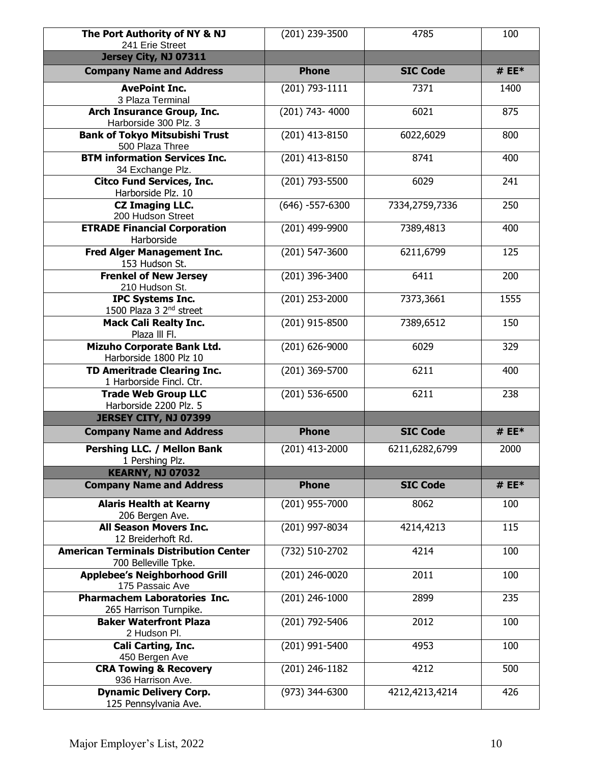| Company Name and Address | Phone | SIC Code | # EE* |
|---|---|---|---|
| **The Port Authority of NY & NJ**<br>241 Erie Street | (201) 239-3500 | 4785 | 100 |
| **Jersey City, NJ 07311** | | | |
| **Company Name and Address** | **Phone** | **SIC Code** | **# EE*** |
| **AvePoint Inc.**<br>3 Plaza Terminal | (201) 793-1111 | 7371 | 1400 |
| **Arch Insurance Group, Inc.**<br>Harborside 300 Plz. 3 | (201) 743- 4000 | 6021 | 875 |
| **Bank of Tokyo Mitsubishi Trust**<br>500 Plaza Three | (201) 413-8150 | 6022,6029 | 800 |
| **BTM information Services Inc.**<br>34 Exchange Plz. | (201) 413-8150 | 8741 | 400 |
| **Citco Fund Services, Inc.**<br>Harborside Plz. 10 | (201) 793-5500 | 6029 | 241 |
| **CZ Imaging LLC.**<br>200 Hudson Street | (646) -557-6300 | 7334,2759,7336 | 250 |
| **ETRADE Financial Corporation**<br>Harborside | (201) 499-9900 | 7389,4813 | 400 |
| **Fred Alger Management Inc.**<br>153 Hudson St. | (201) 547-3600 | 6211,6799 | 125 |
| **Frenkel of New Jersey**<br>210 Hudson St. | (201) 396-3400 | 6411 | 200 |
| **IPC Systems Inc.**<br>1500 Plaza 3 2nd street | (201) 253-2000 | 7373,3661 | 1555 |
| **Mack Cali Realty Inc.**<br>Plaza lll Fl. | (201) 915-8500 | 7389,6512 | 150 |
| **Mizuho Corporate Bank Ltd.**<br>Harborside 1800 Plz 10 | (201) 626-9000 | 6029 | 329 |
| **TD Ameritrade Clearing Inc.**<br>1 Harborside Fincl. Ctr. | (201) 369-5700 | 6211 | 400 |
| **Trade Web Group LLC**<br>Harborside 2200 Plz. 5 | (201) 536-6500 | 6211 | 238 |
| **JERSEY CITY, NJ 07399** | | | |
| **Company Name and Address** | **Phone** | **SIC Code** | **# EE*** |
| **Pershing LLC. / Mellon Bank**<br>1 Pershing Plz. | (201) 413-2000 | 6211,6282,6799 | 2000 |
| **KEARNY, NJ 07032** | | | |
| **Company Name and Address** | **Phone** | **SIC Code** | **# EE*** |
| **Alaris Health at Kearny**<br>206 Bergen Ave. | (201) 955-7000 | 8062 | 100 |
| **All Season Movers Inc.**<br>12 Breiderhoft Rd. | (201) 997-8034 | 4214,4213 | 115 |
| **American Terminals Distribution Center**<br>700 Belleville Tpke. | (732) 510-2702 | 4214 | 100 |
| **Applebee's Neighborhood Grill**<br>175 Passaic Ave | (201) 246-0020 | 2011 | 100 |
| **Pharmachem Laboratories Inc.**<br>265 Harrison Turnpike. | (201) 246-1000 | 2899 | 235 |
| **Baker Waterfront Plaza**<br>2 Hudson Pl. | (201) 792-5406 | 2012 | 100 |
| **Cali Carting, Inc.**<br>450 Bergen Ave | (201) 991-5400 | 4953 | 100 |
| **CRA Towing & Recovery**<br>936 Harrison Ave. | (201) 246-1182 | 4212 | 500 |
| **Dynamic Delivery Corp.**<br>125 Pennsylvania Ave. | (973) 344-6300 | 4212,4213,4214 | 426 |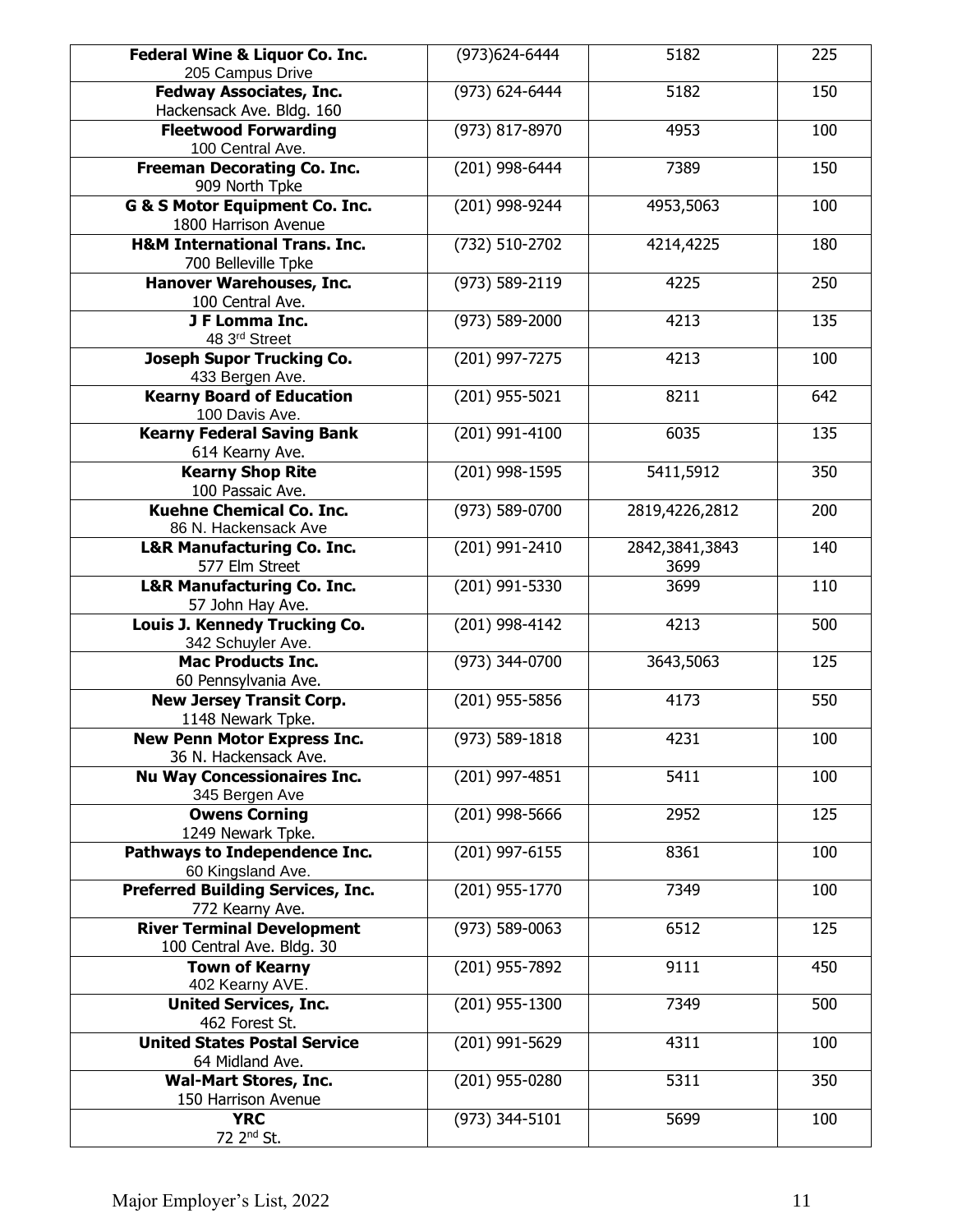| | | | |
|---|---|---|---|
| **Federal Wine & Liquor Co. Inc.**<br>205 Campus Drive | (973)624-6444 | 5182 | 225 |
| **Fedway Associates, Inc.**<br>Hackensack Ave. Bldg. 160 | (973) 624-6444 | 5182 | 150 |
| **Fleetwood Forwarding**<br>100 Central Ave. | (973) 817-8970 | 4953 | 100 |
| **Freeman Decorating Co. Inc.**<br>909 North Tpke | (201) 998-6444 | 7389 | 150 |
| **G & S Motor Equipment Co. Inc.**<br>1800 Harrison Avenue | (201) 998-9244 | 4953,5063 | 100 |
| **H&M International Trans. Inc.**<br>700 Belleville Tpke | (732) 510-2702 | 4214,4225 | 180 |
| **Hanover Warehouses, Inc.**<br>100 Central Ave. | (973) 589-2119 | 4225 | 250 |
| **J F Lomma Inc.**<br>48 3rd Street | (973) 589-2000 | 4213 | 135 |
| **Joseph Supor Trucking Co.**<br>433 Bergen Ave. | (201) 997-7275 | 4213 | 100 |
| **Kearny Board of Education**<br>100 Davis Ave. | (201) 955-5021 | 8211 | 642 |
| **Kearny Federal Saving Bank**<br>614 Kearny Ave. | (201) 991-4100 | 6035 | 135 |
| **Kearny Shop Rite**<br>100 Passaic Ave. | (201) 998-1595 | 5411,5912 | 350 |
| **Kuehne Chemical Co. Inc.**<br>86 N. Hackensack Ave | (973) 589-0700 | 2819,4226,2812 | 200 |
| **L&R Manufacturing Co. Inc.**<br>577 Elm Street | (201) 991-2410 | 2842,3841,3843<br>3699 | 140 |
| **L&R Manufacturing Co. Inc.**<br>57 John Hay Ave. | (201) 991-5330 | 3699 | 110 |
| **Louis J. Kennedy Trucking Co.**<br>342 Schuyler Ave. | (201) 998-4142 | 4213 | 500 |
| **Mac Products Inc.**<br>60 Pennsylvania Ave. | (973) 344-0700 | 3643,5063 | 125 |
| **New Jersey Transit Corp.**<br>1148 Newark Tpke. | (201) 955-5856 | 4173 | 550 |
| **New Penn Motor Express Inc.**<br>36 N. Hackensack Ave. | (973) 589-1818 | 4231 | 100 |
| **Nu Way Concessionaires Inc.**<br>345 Bergen Ave | (201) 997-4851 | 5411 | 100 |
| **Owens Corning**<br>1249 Newark Tpke. | (201) 998-5666 | 2952 | 125 |
| **Pathways to Independence Inc.**<br>60 Kingsland Ave. | (201) 997-6155 | 8361 | 100 |
| **Preferred Building Services, Inc.**<br>772 Kearny Ave. | (201) 955-1770 | 7349 | 100 |
| **River Terminal Development**<br>100 Central Ave. Bldg. 30 | (973) 589-0063 | 6512 | 125 |
| **Town of Kearny**<br>402 Kearny AVE. | (201) 955-7892 | 9111 | 450 |
| **United Services, Inc.**<br>462 Forest St. | (201) 955-1300 | 7349 | 500 |
| **United States Postal Service**<br>64 Midland Ave. | (201) 991-5629 | 4311 | 100 |
| **Wal-Mart Stores, Inc.**<br>150 Harrison Avenue | (201) 955-0280 | 5311 | 350 |
| **YRC**<br>72 2nd St. | (973) 344-5101 | 5699 | 100 |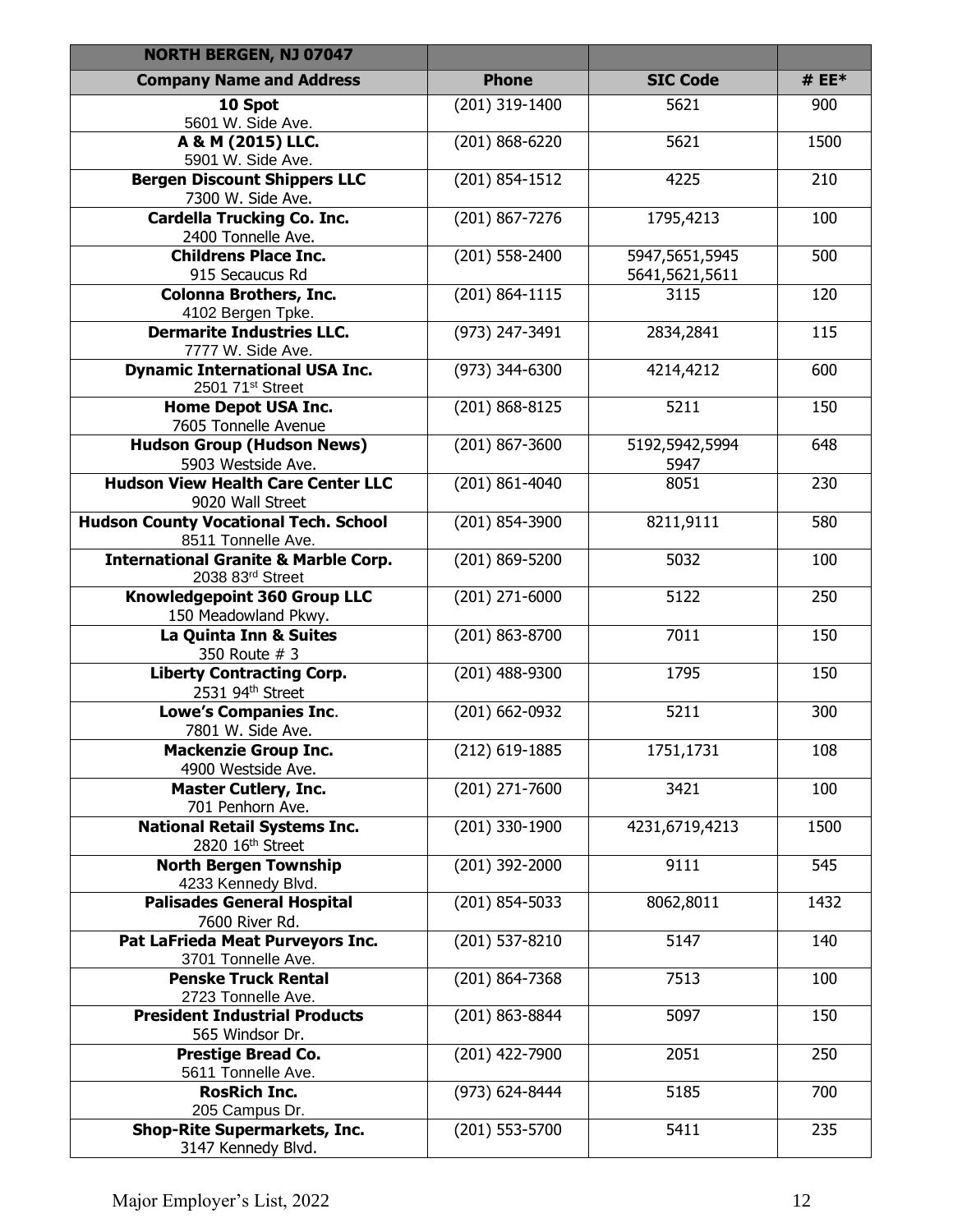| NORTH BERGEN, NJ 07047 | | | |
|---|---|---|---|
| **Company Name and Address** | **Phone** | **SIC Code** | **# EE*** |
| **10 Spot**<br>5601 W. Side Ave. | (201) 319-1400 | 5621 | 900 |
| **A & M (2015) LLC.**<br>5901 W. Side Ave. | (201) 868-6220 | 5621 | 1500 |
| **Bergen Discount Shippers LLC**<br>7300 W. Side Ave. | (201) 854-1512 | 4225 | 210 |
| **Cardella Trucking Co. Inc.**<br>2400 Tonnelle Ave. | (201) 867-7276 | 1795,4213 | 100 |
| **Childrens Place Inc.**<br>915 Secaucus Rd | (201) 558-2400 | 5947,5651,5945<br>5641,5621,5611 | 500 |
| **Colonna Brothers, Inc.**<br>4102 Bergen Tpke. | (201) 864-1115 | 3115 | 120 |
| **Dermarite Industries LLC.**<br>7777 W. Side Ave. | (973) 247-3491 | 2834,2841 | 115 |
| **Dynamic International USA Inc.**<br>2501 71st Street | (973) 344-6300 | 4214,4212 | 600 |
| **Home Depot USA Inc.**<br>7605 Tonnelle Avenue | (201) 868-8125 | 5211 | 150 |
| **Hudson Group (Hudson News)**<br>5903 Westside Ave. | (201) 867-3600 | 5192,5942,5994<br>5947 | 648 |
| **Hudson View Health Care Center LLC**<br>9020 Wall Street | (201) 861-4040 | 8051 | 230 |
| **Hudson County Vocational Tech. School**<br>8511 Tonnelle Ave. | (201) 854-3900 | 8211,9111 | 580 |
| **International Granite & Marble Corp.**<br>2038 83rd Street | (201) 869-5200 | 5032 | 100 |
| **Knowledgepoint 360 Group LLC**<br>150 Meadowland Pkwy. | (201) 271-6000 | 5122 | 250 |
| **La Quinta Inn & Suites**<br>350 Route # 3 | (201) 863-8700 | 7011 | 150 |
| **Liberty Contracting Corp.**<br>2531 94th Street | (201) 488-9300 | 1795 | 150 |
| **Lowe's Companies Inc.**<br>7801 W. Side Ave. | (201) 662-0932 | 5211 | 300 |
| **Mackenzie Group Inc.**<br>4900 Westside Ave. | (212) 619-1885 | 1751,1731 | 108 |
| **Master Cutlery, Inc.**<br>701 Penhorn Ave. | (201) 271-7600 | 3421 | 100 |
| **National Retail Systems Inc.**<br>2820 16th Street | (201) 330-1900 | 4231,6719,4213 | 1500 |
| **North Bergen Township**<br>4233 Kennedy Blvd. | (201) 392-2000 | 9111 | 545 |
| **Palisades General Hospital**<br>7600 River Rd. | (201) 854-5033 | 8062,8011 | 1432 |
| **Pat LaFrieda Meat Purveyors Inc.**<br>3701 Tonnelle Ave. | (201) 537-8210 | 5147 | 140 |
| **Penske Truck Rental**<br>2723 Tonnelle Ave. | (201) 864-7368 | 7513 | 100 |
| **President Industrial Products**<br>565 Windsor Dr. | (201) 863-8844 | 5097 | 150 |
| **Prestige Bread Co.**<br>5611 Tonnelle Ave. | (201) 422-7900 | 2051 | 250 |
| **RosRich Inc.**<br>205 Campus Dr. | (973) 624-8444 | 5185 | 700 |
| **Shop-Rite Supermarkets, Inc.**<br>3147 Kennedy Blvd. | (201) 553-5700 | 5411 | 235 |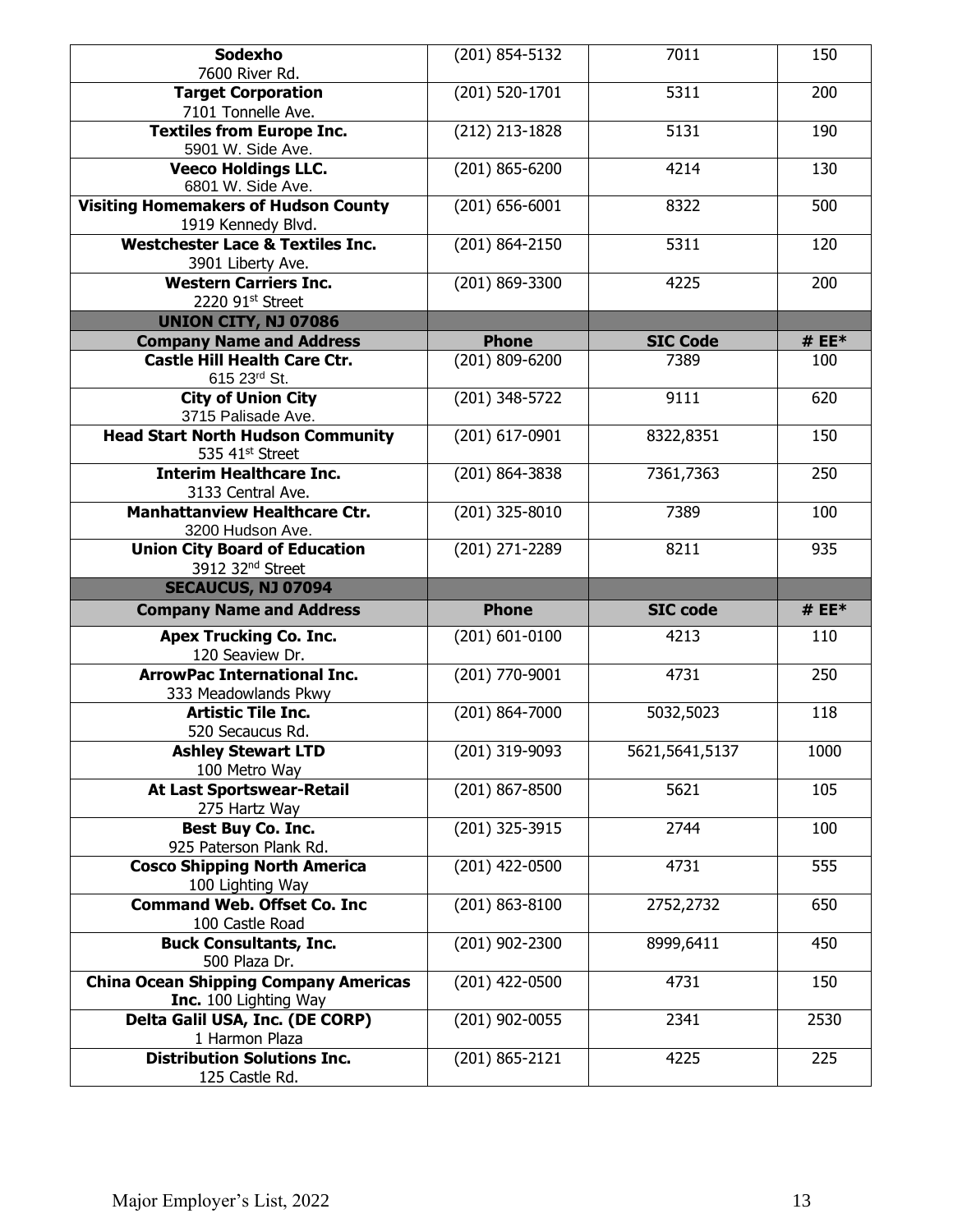| Company Name and Address | Phone | SIC Code | # EE* |
|---|---|---|---|
| **Sodexho** 7600 River Rd. | (201) 854-5132 | 7011 | 150 |
| **Target Corporation** 7101 Tonnelle Ave. | (201) 520-1701 | 5311 | 200 |
| **Textiles from Europe Inc.** 5901 W. Side Ave. | (212) 213-1828 | 5131 | 190 |
| **Veeco Holdings LLC.** 6801 W. Side Ave. | (201) 865-6200 | 4214 | 130 |
| **Visiting Homemakers of Hudson County** 1919 Kennedy Blvd. | (201) 656-6001 | 8322 | 500 |
| **Westchester Lace & Textiles Inc.** 3901 Liberty Ave. | (201) 864-2150 | 5311 | 120 |
| **Western Carriers Inc.** 2220 91st Street | (201) 869-3300 | 4225 | 200 |
| **UNION CITY, NJ 07086** | | | |
| **Company Name and Address** | **Phone** | **SIC Code** | **# EE*** |
| **Castle Hill Health Care Ctr.** 615 23rd St. | (201) 809-6200 | 7389 | 100 |
| **City of Union City** 3715 Palisade Ave. | (201) 348-5722 | 9111 | 620 |
| **Head Start North Hudson Community** 535 41st Street | (201) 617-0901 | 8322,8351 | 150 |
| **Interim Healthcare Inc.** 3133 Central Ave. | (201) 864-3838 | 7361,7363 | 250 |
| **Manhattanview Healthcare Ctr.** 3200 Hudson Ave. | (201) 325-8010 | 7389 | 100 |
| **Union City Board of Education** 3912 32nd Street | (201) 271-2289 | 8211 | 935 |
| **SECAUCUS, NJ 07094** | | | |
| **Company Name and Address** | **Phone** | **SIC code** | **# EE*** |
| **Apex Trucking Co. Inc.** 120 Seaview Dr. | (201) 601-0100 | 4213 | 110 |
| **ArrowPac International Inc.** 333 Meadowlands Pkwy | (201) 770-9001 | 4731 | 250 |
| **Artistic Tile Inc.** 520 Secaucus Rd. | (201) 864-7000 | 5032,5023 | 118 |
| **Ashley Stewart LTD** 100 Metro Way | (201) 319-9093 | 5621,5641,5137 | 1000 |
| **At Last Sportswear-Retail** 275 Hartz Way | (201) 867-8500 | 5621 | 105 |
| **Best Buy Co. Inc.** 925 Paterson Plank Rd. | (201) 325-3915 | 2744 | 100 |
| **Cosco Shipping North America** 100 Lighting Way | (201) 422-0500 | 4731 | 555 |
| **Command Web. Offset Co. Inc** 100 Castle Road | (201) 863-8100 | 2752,2732 | 650 |
| **Buck Consultants, Inc.** 500 Plaza Dr. | (201) 902-2300 | 8999,6411 | 450 |
| **China Ocean Shipping Company Americas Inc.** 100 Lighting Way | (201) 422-0500 | 4731 | 150 |
| **Delta Galil USA, Inc. (DE CORP)** 1 Harmon Plaza | (201) 902-0055 | 2341 | 2530 |
| **Distribution Solutions Inc.** 125 Castle Rd. | (201) 865-2121 | 4225 | 225 |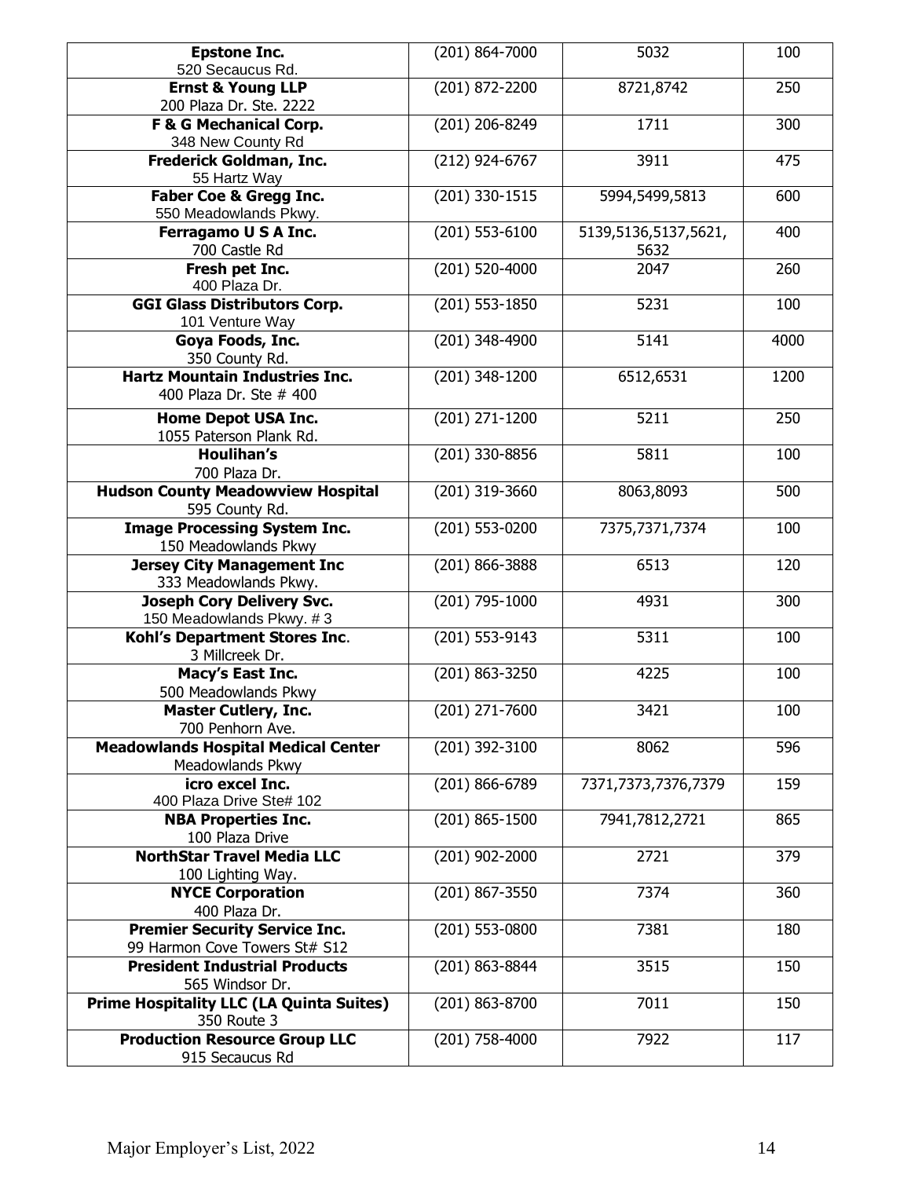| | | | |
|---|---|---|---|
| **Epstone Inc.**<br>520 Secaucus Rd. | (201) 864-7000 | 5032 | 100 |
| **Ernst & Young LLP**<br>200 Plaza Dr. Ste. 2222 | (201) 872-2200 | 8721,8742 | 250 |
| **F & G Mechanical Corp.**<br>348 New County Rd | (201) 206-8249 | 1711 | 300 |
| **Frederick Goldman, Inc.**<br>55 Hartz Way | (212) 924-6767 | 3911 | 475 |
| **Faber Coe & Gregg Inc.**<br>550 Meadowlands Pkwy. | (201) 330-1515 | 5994,5499,5813 | 600 |
| **Ferragamo U S A Inc.**<br>700 Castle Rd | (201) 553-6100 | 5139,5136,5137,5621, 5632 | 400 |
| **Fresh pet Inc.**<br>400 Plaza Dr. | (201) 520-4000 | 2047 | 260 |
| **GGI Glass Distributors Corp.**<br>101 Venture Way | (201) 553-1850 | 5231 | 100 |
| **Goya Foods, Inc.**<br>350 County Rd. | (201) 348-4900 | 5141 | 4000 |
| **Hartz Mountain Industries Inc.**<br>400 Plaza Dr. Ste # 400 | (201) 348-1200 | 6512,6531 | 1200 |
| **Home Depot USA Inc.**<br>1055 Paterson Plank Rd. | (201) 271-1200 | 5211 | 250 |
| **Houlihan's**<br>700 Plaza Dr. | (201) 330-8856 | 5811 | 100 |
| **Hudson County Meadowview Hospital**<br>595 County Rd. | (201) 319-3660 | 8063,8093 | 500 |
| **Image Processing System Inc.**<br>150 Meadowlands Pkwy | (201) 553-0200 | 7375,7371,7374 | 100 |
| **Jersey City Management Inc**<br>333 Meadowlands Pkwy. | (201) 866-3888 | 6513 | 120 |
| **Joseph Cory Delivery Svc.**<br>150 Meadowlands Pkwy. # 3 | (201) 795-1000 | 4931 | 300 |
| **Kohl's Department Stores Inc.**<br>3 Millcreek Dr. | (201) 553-9143 | 5311 | 100 |
| **Macy's East Inc.**<br>500 Meadowlands Pkwy | (201) 863-3250 | 4225 | 100 |
| **Master Cutlery, Inc.**<br>700 Penhorn Ave. | (201) 271-7600 | 3421 | 100 |
| **Meadowlands Hospital Medical Center**<br>Meadowlands Pkwy | (201) 392-3100 | 8062 | 596 |
| **icro excel Inc.**<br>400 Plaza Drive Ste# 102 | (201) 866-6789 | 7371,7373,7376,7379 | 159 |
| **NBA Properties Inc.**<br>100 Plaza Drive | (201) 865-1500 | 7941,7812,2721 | 865 |
| **NorthStar Travel Media LLC**<br>100 Lighting Way. | (201) 902-2000 | 2721 | 379 |
| **NYCE Corporation**<br>400 Plaza Dr. | (201) 867-3550 | 7374 | 360 |
| **Premier Security Service Inc.**<br>99 Harmon Cove Towers St# S12 | (201) 553-0800 | 7381 | 180 |
| **President Industrial Products**<br>565 Windsor Dr. | (201) 863-8844 | 3515 | 150 |
| **Prime Hospitality LLC (LA Quinta Suites)**<br>350 Route 3 | (201) 863-8700 | 7011 | 150 |
| **Production Resource Group LLC**<br>915 Secaucus Rd | (201) 758-4000 | 7922 | 117 |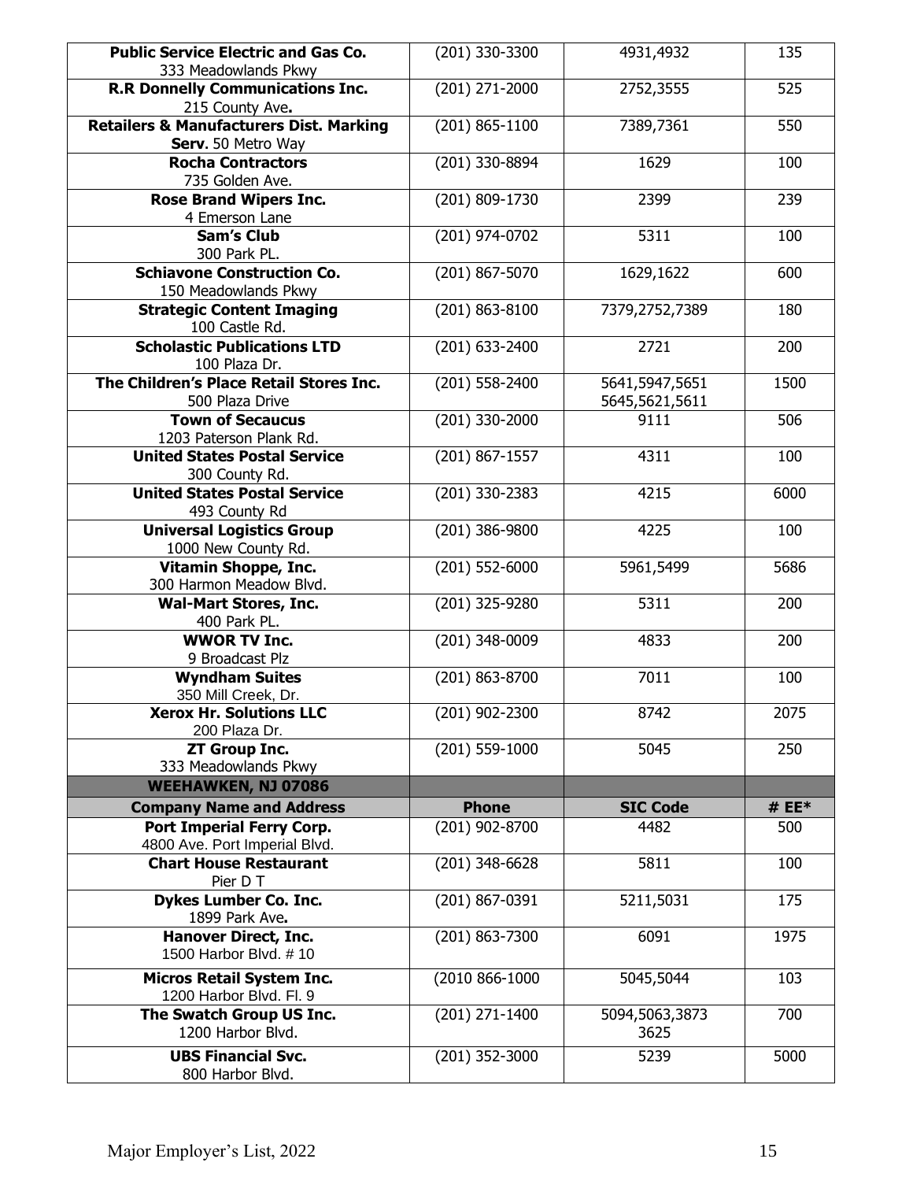| Company Name and Address | Phone | SIC Code | # EE* |
|---|---|---|---|
| **Public Service Electric and Gas Co.** 333 Meadowlands Pkwy | (201) 330-3300 | 4931,4932 | 135 |
| **R.R Donnelly Communications Inc.** 215 County Ave**.** | (201) 271-2000 | 2752,3555 | 525 |
| **Retailers & Manufacturers Dist. Marking Serv**. 50 Metro Way | (201) 865-1100 | 7389,7361 | 550 |
| **Rocha Contractors** 735 Golden Ave. | (201) 330-8894 | 1629 | 100 |
| **Rose Brand Wipers Inc.** 4 Emerson Lane | (201) 809-1730 | 2399 | 239 |
| **Sam's Club** 300 Park PL. | (201) 974-0702 | 5311 | 100 |
| **Schiavone Construction Co.** 150 Meadowlands Pkwy | (201) 867-5070 | 1629,1622 | 600 |
| **Strategic Content Imaging** 100 Castle Rd. | (201) 863-8100 | 7379,2752,7389 | 180 |
| **Scholastic Publications LTD** 100 Plaza Dr. | (201) 633-2400 | 2721 | 200 |
| **The Children's Place Retail Stores Inc.** 500 Plaza Drive | (201) 558-2400 | 5641,5947,5651 5645,5621,5611 | 1500 |
| **Town of Secaucus** 1203 Paterson Plank Rd. | (201) 330-2000 | 9111 | 506 |
| **United States Postal Service** 300 County Rd. | (201) 867-1557 | 4311 | 100 |
| **United States Postal Service** 493 County Rd | (201) 330-2383 | 4215 | 6000 |
| **Universal Logistics Group** 1000 New County Rd. | (201) 386-9800 | 4225 | 100 |
| **Vitamin Shoppe, Inc.** 300 Harmon Meadow Blvd. | (201) 552-6000 | 5961,5499 | 5686 |
| **Wal-Mart Stores, Inc.** 400 Park PL. | (201) 325-9280 | 5311 | 200 |
| **WWOR TV Inc.** 9 Broadcast Plz | (201) 348-0009 | 4833 | 200 |
| **Wyndham Suites** 350 Mill Creek, Dr. | (201) 863-8700 | 7011 | 100 |
| **Xerox Hr. Solutions LLC** 200 Plaza Dr. | (201) 902-2300 | 8742 | 2075 |
| **ZT Group Inc.** 333 Meadowlands Pkwy | (201) 559-1000 | 5045 | 250 |

**WEEHAWKEN, NJ 07086**

| Company Name and Address | Phone | SIC Code | # EE* |
|---|---|---|---|
| **Port Imperial Ferry Corp.** 4800 Ave. Port Imperial Blvd. | (201) 902-8700 | 4482 | 500 |
| **Chart House Restaurant** Pier D T | (201) 348-6628 | 5811 | 100 |
| **Dykes Lumber Co. Inc.** 1899 Park Ave**.** | (201) 867-0391 | 5211,5031 | 175 |
| **Hanover Direct, Inc.** 1500 Harbor Blvd. # 10 | (201) 863-7300 | 6091 | 1975 |
| **Micros Retail System Inc.** 1200 Harbor Blvd. Fl. 9 | (2010 866-1000 | 5045,5044 | 103 |
| **The Swatch Group US Inc.** 1200 Harbor Blvd. | (201) 271-1400 | 5094,5063,3873 3625 | 700 |
| **UBS Financial Svc.** 800 Harbor Blvd. | (201) 352-3000 | 5239 | 5000 |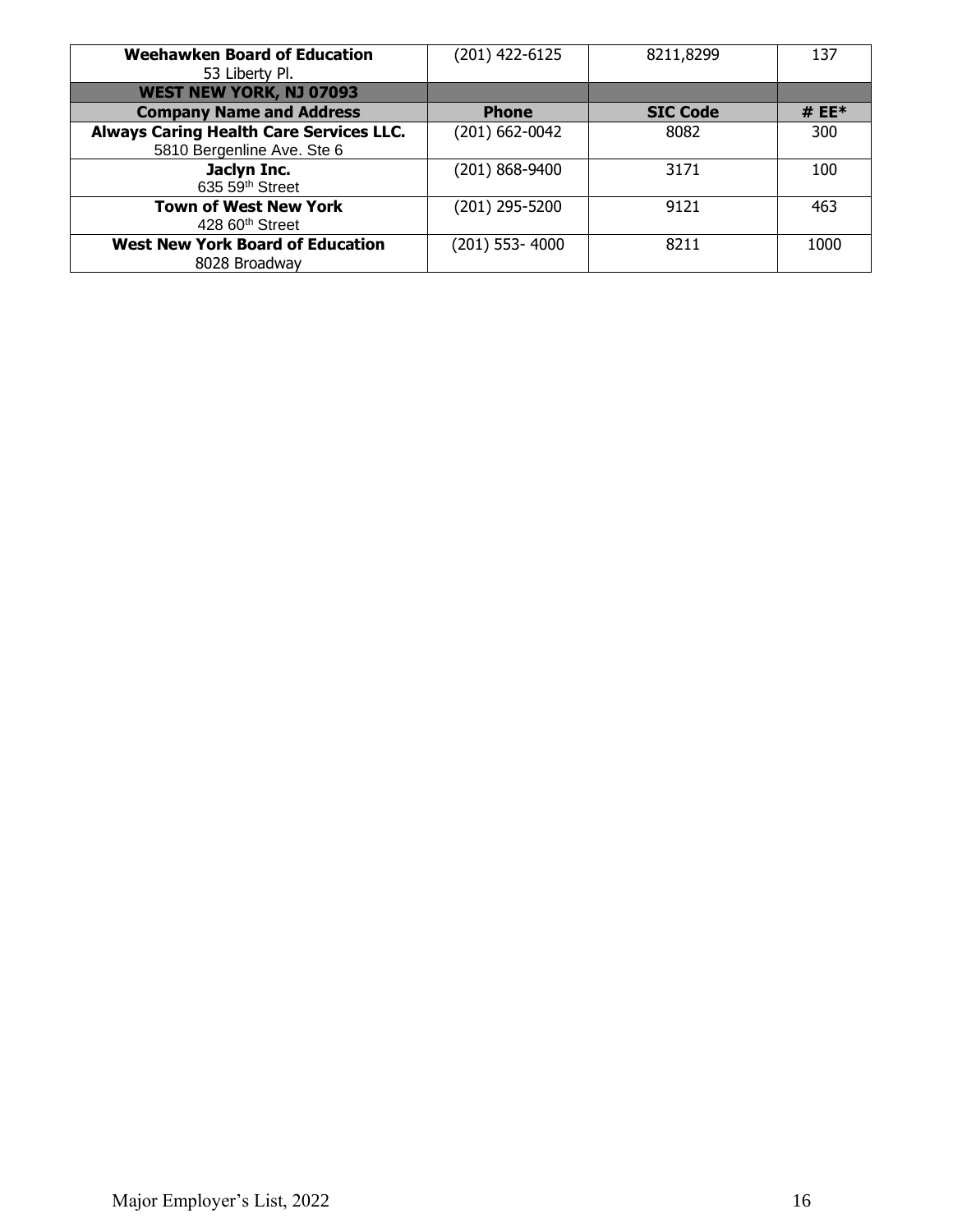| **Weehawken Board of Education**<br>53 Liberty Pl. | (201) 422-6125 | 8211,8299 | 137 |
|---|---|---|---|
| **WEST NEW YORK, NJ 07093** | | | |
| **Company Name and Address** | **Phone** | **SIC Code** | **# EE*** |
| **Always Caring Health Care Services LLC.**<br>5810 Bergenline Ave. Ste 6 | (201) 662-0042 | 8082 | 300 |
| **Jaclyn Inc.**<br>635 59th Street | (201) 868-9400 | 3171 | 100 |
| **Town of West New York**<br>428 60th Street | (201) 295-5200 | 9121 | 463 |
| **West New York Board of Education**<br>8028 Broadway | (201) 553- 4000 | 8211 | 1000 |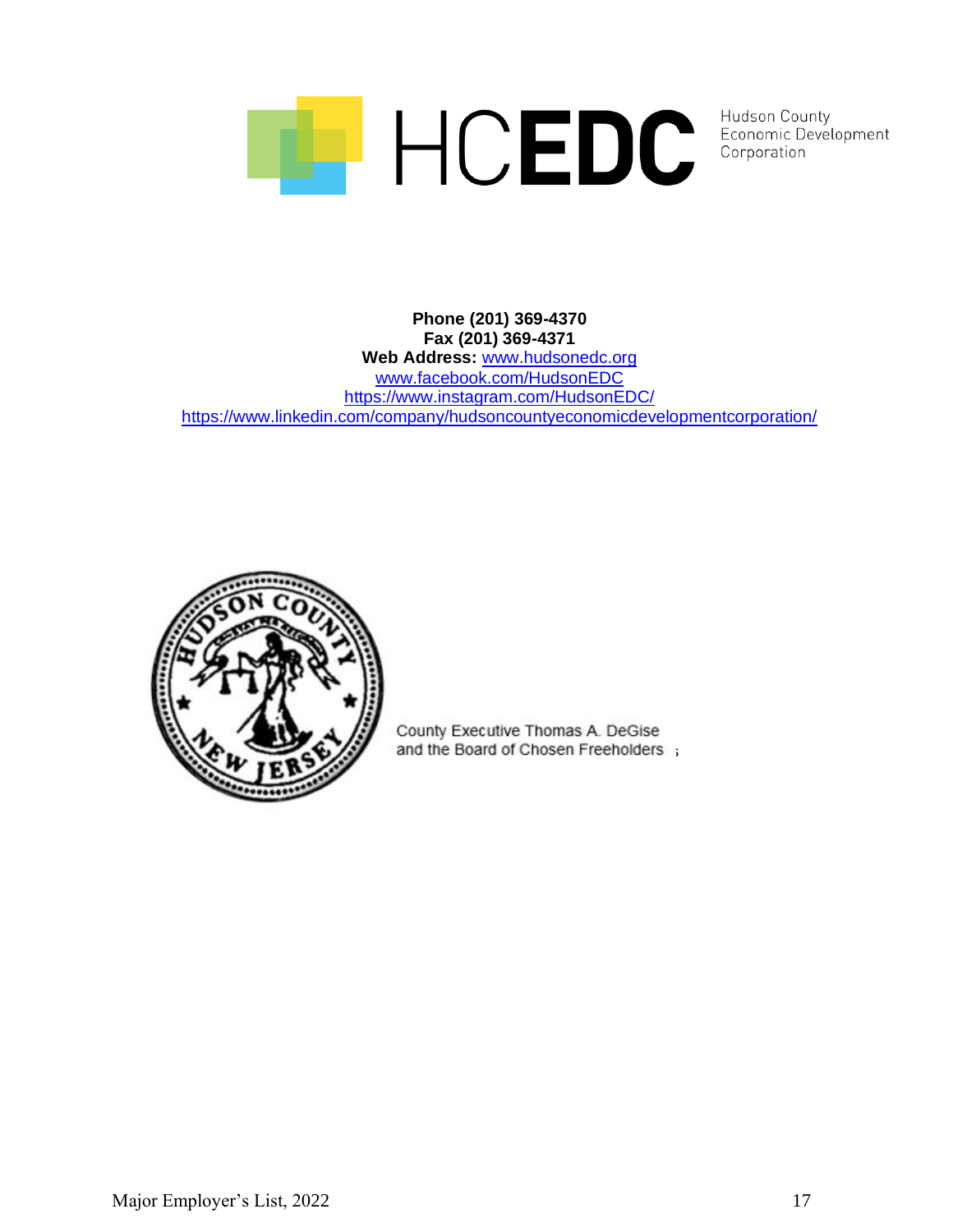HCEDC Hudson County Economic Development Corporation

**Phone (201) 369-4370**
**Fax (201) 369-4371**
**Web Address:** www.hudsonedc.org
www.facebook.com/HudsonEDC
https://www.instagram.com/HudsonEDC/
https://www.linkedin.com/company/hudsoncountyeconomicdevelopmentcorporation/

County Executive Thomas A. DeGise
and the Board of Chosen Freeholders